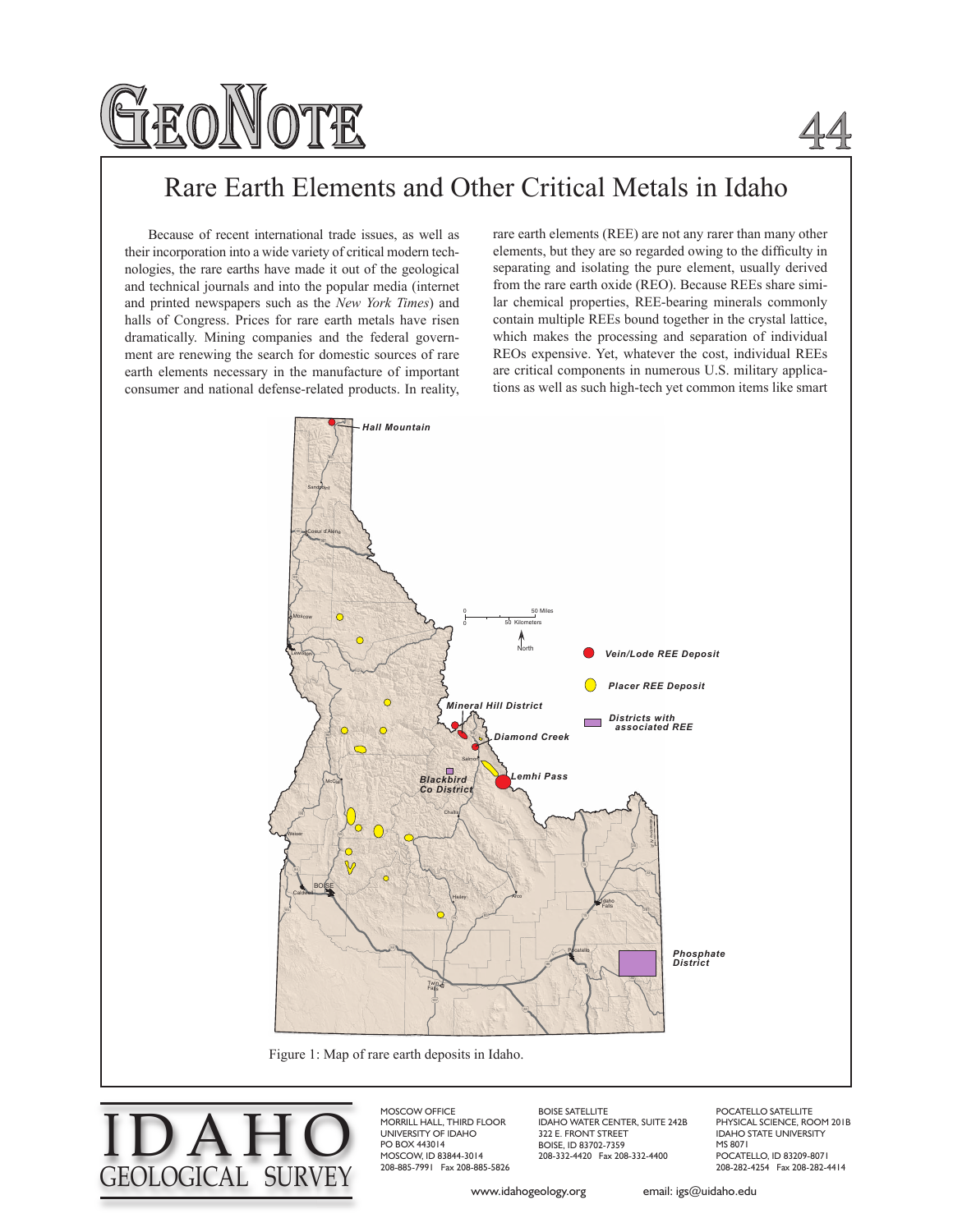# GeoNote 44

## Rare Earth Elements and Other Critical Metals in Idaho

Because of recent international trade issues, as well as their incorporation into a wide variety of critical modern technologies, the rare earths have made it out of the geological and technical journals and into the popular media (internet and printed newspapers such as the *New York Times*) and halls of Congress. Prices for rare earth metals have risen dramatically. Mining companies and the federal government are renewing the search for domestic sources of rare earth elements necessary in the manufacture of important consumer and national defense-related products. In reality, rare earth elements (REE) are not any rarer than many other elements, but they are so regarded owing to the difficulty in separating and isolating the pure element, usually derived from the rare earth oxide (REO). Because REEs share similar chemical properties, REE-bearing minerals commonly contain multiple REEs bound together in the crystal lattice, which makes the processing and separation of individual REOs expensive. Yet, whatever the cost, individual REEs are critical components in numerous U.S. military applications as well as such high-tech yet common items like smart

Figure 1: Map of rare earth deposits in Idaho.

IDAHO GEOLOGICAL SURVEY

MOSCOW OFFICE
MORRILL HALL, THIRD FLOOR
UNIVERSITY OF IDAHO
PO BOX 443014
MOSCOW, ID 83844-3014
208-885-7991 Fax 208-885-5826

BOISE SATELLITE
IDAHO WATER CENTER, SUITE 242B
322 E. FRONT STREET
BOISE, ID 83702-7359
208-332-4420 Fax 208-332-4400

POCATELLO SATELLITE
PHYSICAL SCIENCE, ROOM 201B
IDAHO STATE UNIVERSITY
MS 8071
POCATELLO, ID 83209-8071
208-282-4254 Fax 208-282-4414

www.idahogeology.org email: igs@uidaho.edu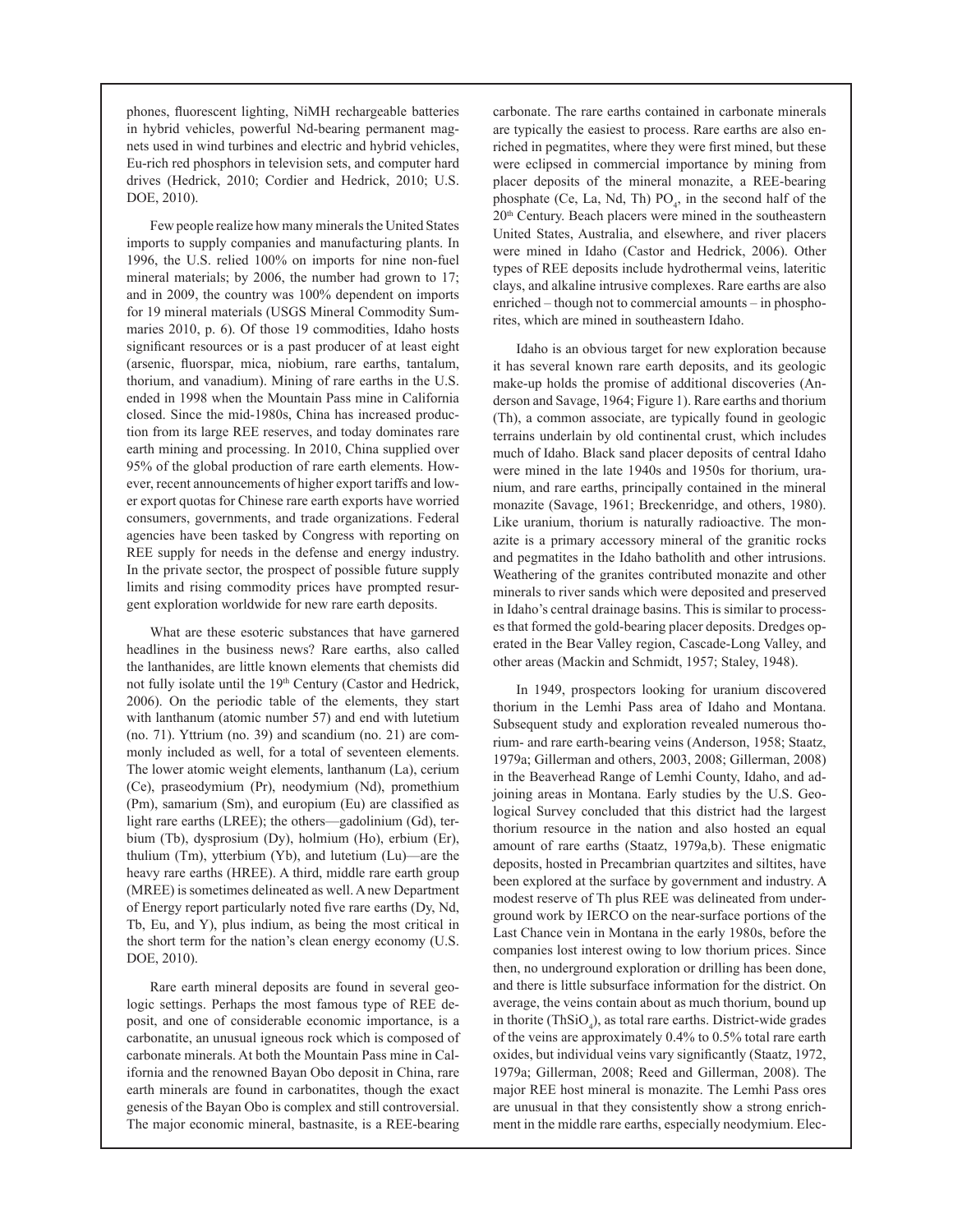phones, fluorescent lighting, NiMH rechargeable batteries in hybrid vehicles, powerful Nd-bearing permanent magnets used in wind turbines and electric and hybrid vehicles, Eu-rich red phosphors in television sets, and computer hard drives (Hedrick, 2010; Cordier and Hedrick, 2010; U.S. DOE, 2010).

Few people realize how many minerals the United States imports to supply companies and manufacturing plants. In 1996, the U.S. relied 100% on imports for nine non-fuel mineral materials; by 2006, the number had grown to 17; and in 2009, the country was 100% dependent on imports for 19 mineral materials (USGS Mineral Commodity Summaries 2010, p. 6). Of those 19 commodities, Idaho hosts significant resources or is a past producer of at least eight (arsenic, fluorspar, mica, niobium, rare earths, tantalum, thorium, and vanadium). Mining of rare earths in the U.S. ended in 1998 when the Mountain Pass mine in California closed. Since the mid-1980s, China has increased production from its large REE reserves, and today dominates rare earth mining and processing. In 2010, China supplied over 95% of the global production of rare earth elements. However, recent announcements of higher export tariffs and lower export quotas for Chinese rare earth exports have worried consumers, governments, and trade organizations. Federal agencies have been tasked by Congress with reporting on REE supply for needs in the defense and energy industry. In the private sector, the prospect of possible future supply limits and rising commodity prices have prompted resurgent exploration worldwide for new rare earth deposits.

What are these esoteric substances that have garnered headlines in the business news? Rare earths, also called the lanthanides, are little known elements that chemists did not fully isolate until the 19th Century (Castor and Hedrick, 2006). On the periodic table of the elements, they start with lanthanum (atomic number 57) and end with lutetium (no. 71). Yttrium (no. 39) and scandium (no. 21) are commonly included as well, for a total of seventeen elements. The lower atomic weight elements, lanthanum (La), cerium (Ce), praseodymium (Pr), neodymium (Nd), promethium (Pm), samarium (Sm), and europium (Eu) are classified as light rare earths (LREE); the others—gadolinium (Gd), terbium (Tb), dysprosium (Dy), holmium (Ho), erbium (Er), thulium (Tm), ytterbium (Yb), and lutetium (Lu)—are the heavy rare earths (HREE). A third, middle rare earth group (MREE) is sometimes delineated as well. A new Department of Energy report particularly noted five rare earths (Dy, Nd, Tb, Eu, and Y), plus indium, as being the most critical in the short term for the nation's clean energy economy (U.S. DOE, 2010).

Rare earth mineral deposits are found in several geologic settings. Perhaps the most famous type of REE deposit, and one of considerable economic importance, is a carbonatite, an unusual igneous rock which is composed of carbonate minerals. At both the Mountain Pass mine in California and the renowned Bayan Obo deposit in China, rare earth minerals are found in carbonatites, though the exact genesis of the Bayan Obo is complex and still controversial. The major economic mineral, bastnasite, is a REE-bearing carbonate. The rare earths contained in carbonate minerals are typically the easiest to process. Rare earths are also enriched in pegmatites, where they were first mined, but these were eclipsed in commercial importance by mining from placer deposits of the mineral monazite, a REE-bearing phosphate (Ce, La, Nd, Th) $PO_4$, in the second half of the 20th Century. Beach placers were mined in the southeastern United States, Australia, and elsewhere, and river placers were mined in Idaho (Castor and Hedrick, 2006). Other types of REE deposits include hydrothermal veins, lateritic clays, and alkaline intrusive complexes. Rare earths are also enriched – though not to commercial amounts – in phosphorites, which are mined in southeastern Idaho.

Idaho is an obvious target for new exploration because it has several known rare earth deposits, and its geologic make-up holds the promise of additional discoveries (Anderson and Savage, 1964; Figure 1). Rare earths and thorium (Th), a common associate, are typically found in geologic terrains underlain by old continental crust, which includes much of Idaho. Black sand placer deposits of central Idaho were mined in the late 1940s and 1950s for thorium, uranium, and rare earths, principally contained in the mineral monazite (Savage, 1961; Breckenridge, and others, 1980). Like uranium, thorium is naturally radioactive. The monazite is a primary accessory mineral of the granitic rocks and pegmatites in the Idaho batholith and other intrusions. Weathering of the granites contributed monazite and other minerals to river sands which were deposited and preserved in Idaho's central drainage basins. This is similar to processes that formed the gold-bearing placer deposits. Dredges operated in the Bear Valley region, Cascade-Long Valley, and other areas (Mackin and Schmidt, 1957; Staley, 1948).

In 1949, prospectors looking for uranium discovered thorium in the Lemhi Pass area of Idaho and Montana. Subsequent study and exploration revealed numerous thorium- and rare earth-bearing veins (Anderson, 1958; Staatz, 1979a; Gillerman and others, 2003, 2008; Gillerman, 2008) in the Beaverhead Range of Lemhi County, Idaho, and adjoining areas in Montana. Early studies by the U.S. Geological Survey concluded that this district had the largest thorium resource in the nation and also hosted an equal amount of rare earths (Staatz, 1979a,b). These enigmatic deposits, hosted in Precambrian quartzites and siltites, have been explored at the surface by government and industry. A modest reserve of Th plus REE was delineated from underground work by IERCO on the near-surface portions of the Last Chance vein in Montana in the early 1980s, before the companies lost interest owing to low thorium prices. Since then, no underground exploration or drilling has been done, and there is little subsurface information for the district. On average, the veins contain about as much thorium, bound up in thorite ($ThSiO_4$), as total rare earths. District-wide grades of the veins are approximately 0.4% to 0.5% total rare earth oxides, but individual veins vary significantly (Staatz, 1972, 1979a; Gillerman, 2008; Reed and Gillerman, 2008). The major REE host mineral is monazite. The Lemhi Pass ores are unusual in that they consistently show a strong enrichment in the middle rare earths, especially neodymium. Elec-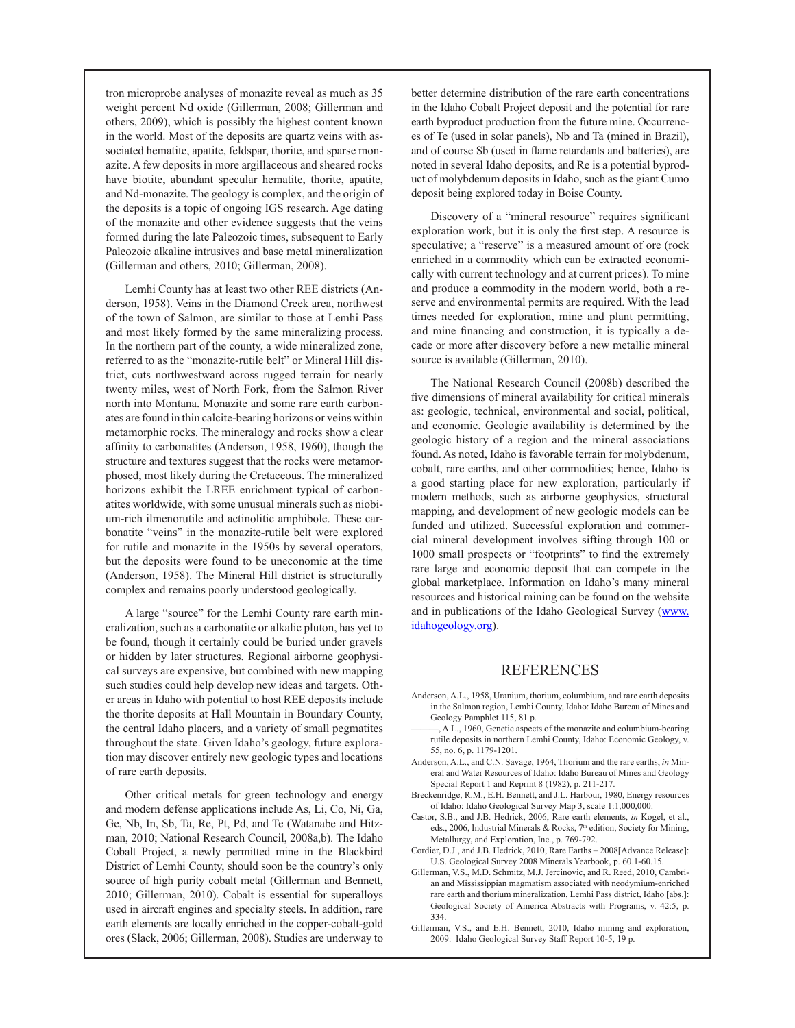tron microprobe analyses of monazite reveal as much as 35 weight percent Nd oxide (Gillerman, 2008; Gillerman and others, 2009), which is possibly the highest content known in the world. Most of the deposits are quartz veins with associated hematite, apatite, feldspar, thorite, and sparse monazite. A few deposits in more argillaceous and sheared rocks have biotite, abundant specular hematite, thorite, apatite, and Nd-monazite. The geology is complex, and the origin of the deposits is a topic of ongoing IGS research. Age dating of the monazite and other evidence suggests that the veins formed during the late Paleozoic times, subsequent to Early Paleozoic alkaline intrusives and base metal mineralization (Gillerman and others, 2010; Gillerman, 2008).

Lemhi County has at least two other REE districts (Anderson, 1958). Veins in the Diamond Creek area, northwest of the town of Salmon, are similar to those at Lemhi Pass and most likely formed by the same mineralizing process. In the northern part of the county, a wide mineralized zone, referred to as the "monazite-rutile belt" or Mineral Hill district, cuts northwestward across rugged terrain for nearly twenty miles, west of North Fork, from the Salmon River north into Montana. Monazite and some rare earth carbonates are found in thin calcite-bearing horizons or veins within metamorphic rocks. The mineralogy and rocks show a clear affinity to carbonatites (Anderson, 1958, 1960), though the structure and textures suggest that the rocks were metamorphosed, most likely during the Cretaceous. The mineralized horizons exhibit the LREE enrichment typical of carbonatites worldwide, with some unusual minerals such as niobium-rich ilmenorutile and actinolitic amphibole. These carbonatite "veins" in the monazite-rutile belt were explored for rutile and monazite in the 1950s by several operators, but the deposits were found to be uneconomic at the time (Anderson, 1958). The Mineral Hill district is structurally complex and remains poorly understood geologically.

A large "source" for the Lemhi County rare earth mineralization, such as a carbonatite or alkalic pluton, has yet to be found, though it certainly could be buried under gravels or hidden by later structures. Regional airborne geophysical surveys are expensive, but combined with new mapping such studies could help develop new ideas and targets. Other areas in Idaho with potential to host REE deposits include the thorite deposits at Hall Mountain in Boundary County, the central Idaho placers, and a variety of small pegmatites throughout the state. Given Idaho's geology, future exploration may discover entirely new geologic types and locations of rare earth deposits.

Other critical metals for green technology and energy and modern defense applications include As, Li, Co, Ni, Ga, Ge, Nb, In, Sb, Ta, Re, Pt, Pd, and Te (Watanabe and Hitzman, 2010; National Research Council, 2008a,b). The Idaho Cobalt Project, a newly permitted mine in the Blackbird District of Lemhi County, should soon be the country's only source of high purity cobalt metal (Gillerman and Bennett, 2010; Gillerman, 2010). Cobalt is essential for superalloys used in aircraft engines and specialty steels. In addition, rare earth elements are locally enriched in the copper-cobalt-gold ores (Slack, 2006; Gillerman, 2008). Studies are underway to better determine distribution of the rare earth concentrations in the Idaho Cobalt Project deposit and the potential for rare earth byproduct production from the future mine. Occurrences of Te (used in solar panels), Nb and Ta (mined in Brazil), and of course Sb (used in flame retardants and batteries), are noted in several Idaho deposits, and Re is a potential byproduct of molybdenum deposits in Idaho, such as the giant Cumo deposit being explored today in Boise County.

Discovery of a "mineral resource" requires significant exploration work, but it is only the first step. A resource is speculative; a "reserve" is a measured amount of ore (rock enriched in a commodity which can be extracted economically with current technology and at current prices). To mine and produce a commodity in the modern world, both a reserve and environmental permits are required. With the lead times needed for exploration, mine and plant permitting, and mine financing and construction, it is typically a decade or more after discovery before a new metallic mineral source is available (Gillerman, 2010).

The National Research Council (2008b) described the five dimensions of mineral availability for critical minerals as: geologic, technical, environmental and social, political, and economic. Geologic availability is determined by the geologic history of a region and the mineral associations found. As noted, Idaho is favorable terrain for molybdenum, cobalt, rare earths, and other commodities; hence, Idaho is a good starting place for new exploration, particularly if modern methods, such as airborne geophysics, structural mapping, and development of new geologic models can be funded and utilized. Successful exploration and commercial mineral development involves sifting through 100 or 1000 small prospects or "footprints" to find the extremely rare large and economic deposit that can compete in the global marketplace. Information on Idaho's many mineral resources and historical mining can be found on the website and in publications of the Idaho Geological Survey (www.idahogeology.org).

## REFERENCES

Anderson, A.L., 1958, Uranium, thorium, columbium, and rare earth deposits in the Salmon region, Lemhi County, Idaho: Idaho Bureau of Mines and Geology Pamphlet 115, 81 p.

———, A.L., 1960, Genetic aspects of the monazite and columbium-bearing rutile deposits in northern Lemhi County, Idaho: Economic Geology, v. 55, no. 6, p. 1179-1201.

Anderson, A.L., and C.N. Savage, 1964, Thorium and the rare earths, *in* Mineral and Water Resources of Idaho: Idaho Bureau of Mines and Geology Special Report 1 and Reprint 8 (1982), p. 211-217.

Breckenridge, R.M., E.H. Bennett, and J.L. Harbour, 1980, Energy resources of Idaho: Idaho Geological Survey Map 3, scale 1:1,000,000.

Castor, S.B., and J.B. Hedrick, 2006, Rare earth elements, *in* Kogel, et al., eds., 2006, Industrial Minerals & Rocks, 7th edition, Society for Mining, Metallurgy, and Exploration, Inc., p. 769-792.

Cordier, D.J., and J.B. Hedrick, 2010, Rare Earths – 2008[Advance Release]: U.S. Geological Survey 2008 Minerals Yearbook, p. 60.1-60.15.

Gillerman, V.S., M.D. Schmitz, M.J. Jercinovic, and R. Reed, 2010, Cambrian and Mississippian magmatism associated with neodymium-enriched rare earth and thorium mineralization, Lemhi Pass district, Idaho [abs.]: Geological Society of America Abstracts with Programs, v. 42:5, p. 334.

Gillerman, V.S., and E.H. Bennett, 2010, Idaho mining and exploration, 2009: Idaho Geological Survey Staff Report 10-5, 19 p.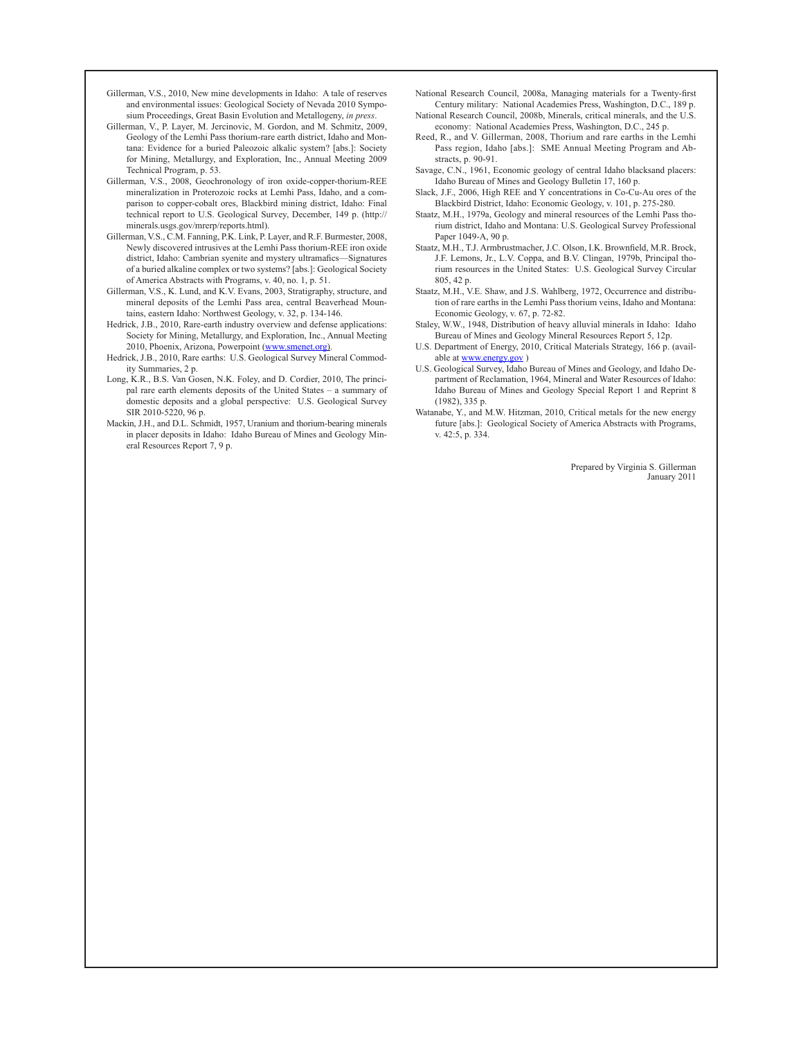Gillerman, V.S., 2010, New mine developments in Idaho: A tale of reserves and environmental issues: Geological Society of Nevada 2010 Symposium Proceedings, Great Basin Evolution and Metallogeny, *in press*.

Gillerman, V., P. Layer, M. Jercinovic, M. Gordon, and M. Schmitz, 2009, Geology of the Lemhi Pass thorium-rare earth district, Idaho and Montana: Evidence for a buried Paleozoic alkalic system? [abs.]: Society for Mining, Metallurgy, and Exploration, Inc., Annual Meeting 2009 Technical Program, p. 53.

Gillerman, V.S., 2008, Geochronology of iron oxide-copper-thorium-REE mineralization in Proterozoic rocks at Lemhi Pass, Idaho, and a comparison to copper-cobalt ores, Blackbird mining district, Idaho: Final technical report to U.S. Geological Survey, December, 149 p. (http://minerals.usgs.gov/mrerp/reports.html).

Gillerman, V.S., C.M. Fanning, P.K. Link, P. Layer, and R.F. Burmester, 2008, Newly discovered intrusives at the Lemhi Pass thorium-REE iron oxide district, Idaho: Cambrian syenite and mystery ultramafics—Signatures of a buried alkaline complex or two systems? [abs.]: Geological Society of America Abstracts with Programs, v. 40, no. 1, p. 51.

Gillerman, V.S., K. Lund, and K.V. Evans, 2003, Stratigraphy, structure, and mineral deposits of the Lemhi Pass area, central Beaverhead Mountains, eastern Idaho: Northwest Geology, v. 32, p. 134-146.

Hedrick, J.B., 2010, Rare-earth industry overview and defense applications: Society for Mining, Metallurgy, and Exploration, Inc., Annual Meeting 2010, Phoenix, Arizona, Powerpoint (www.smenet.org).

Hedrick, J.B., 2010, Rare earths: U.S. Geological Survey Mineral Commodity Summaries, 2 p.

Long, K.R., B.S. Van Gosen, N.K. Foley, and D. Cordier, 2010, The principal rare earth elements deposits of the United States – a summary of domestic deposits and a global perspective: U.S. Geological Survey SIR 2010-5220, 96 p.

Mackin, J.H., and D.L. Schmidt, 1957, Uranium and thorium-bearing minerals in placer deposits in Idaho: Idaho Bureau of Mines and Geology Mineral Resources Report 7, 9 p.

National Research Council, 2008a, Managing materials for a Twenty-first Century military: National Academies Press, Washington, D.C., 189 p.

National Research Council, 2008b, Minerals, critical minerals, and the U.S. economy: National Academies Press, Washington, D.C., 245 p.

Reed, R., and V. Gillerman, 2008, Thorium and rare earths in the Lemhi Pass region, Idaho [abs.]: SME Annual Meeting Program and Abstracts, p. 90-91.

Savage, C.N., 1961, Economic geology of central Idaho blacksand placers: Idaho Bureau of Mines and Geology Bulletin 17, 160 p.

Slack, J.F., 2006, High REE and Y concentrations in Co-Cu-Au ores of the Blackbird District, Idaho: Economic Geology, v. 101, p. 275-280.

Staatz, M.H., 1979a, Geology and mineral resources of the Lemhi Pass thorium district, Idaho and Montana: U.S. Geological Survey Professional Paper 1049-A, 90 p.

Staatz, M.H., T.J. Armbrustmacher, J.C. Olson, I.K. Brownfield, M.R. Brock, J.F. Lemons, Jr., L.V. Coppa, and B.V. Clingan, 1979b, Principal thorium resources in the United States: U.S. Geological Survey Circular 805, 42 p.

Staatz, M.H., V.E. Shaw, and J.S. Wahlberg, 1972, Occurrence and distribution of rare earths in the Lemhi Pass thorium veins, Idaho and Montana: Economic Geology, v. 67, p. 72-82.

Staley, W.W., 1948, Distribution of heavy alluvial minerals in Idaho: Idaho Bureau of Mines and Geology Mineral Resources Report 5, 12p.

U.S. Department of Energy, 2010, Critical Materials Strategy, 166 p. (available at www.energy.gov )

U.S. Geological Survey, Idaho Bureau of Mines and Geology, and Idaho Department of Reclamation, 1964, Mineral and Water Resources of Idaho: Idaho Bureau of Mines and Geology Special Report 1 and Reprint 8 (1982), 335 p.

Watanabe, Y., and M.W. Hitzman, 2010, Critical metals for the new energy future [abs.]: Geological Society of America Abstracts with Programs, v. 42:5, p. 334.

Prepared by Virginia S. Gillerman
January 2011